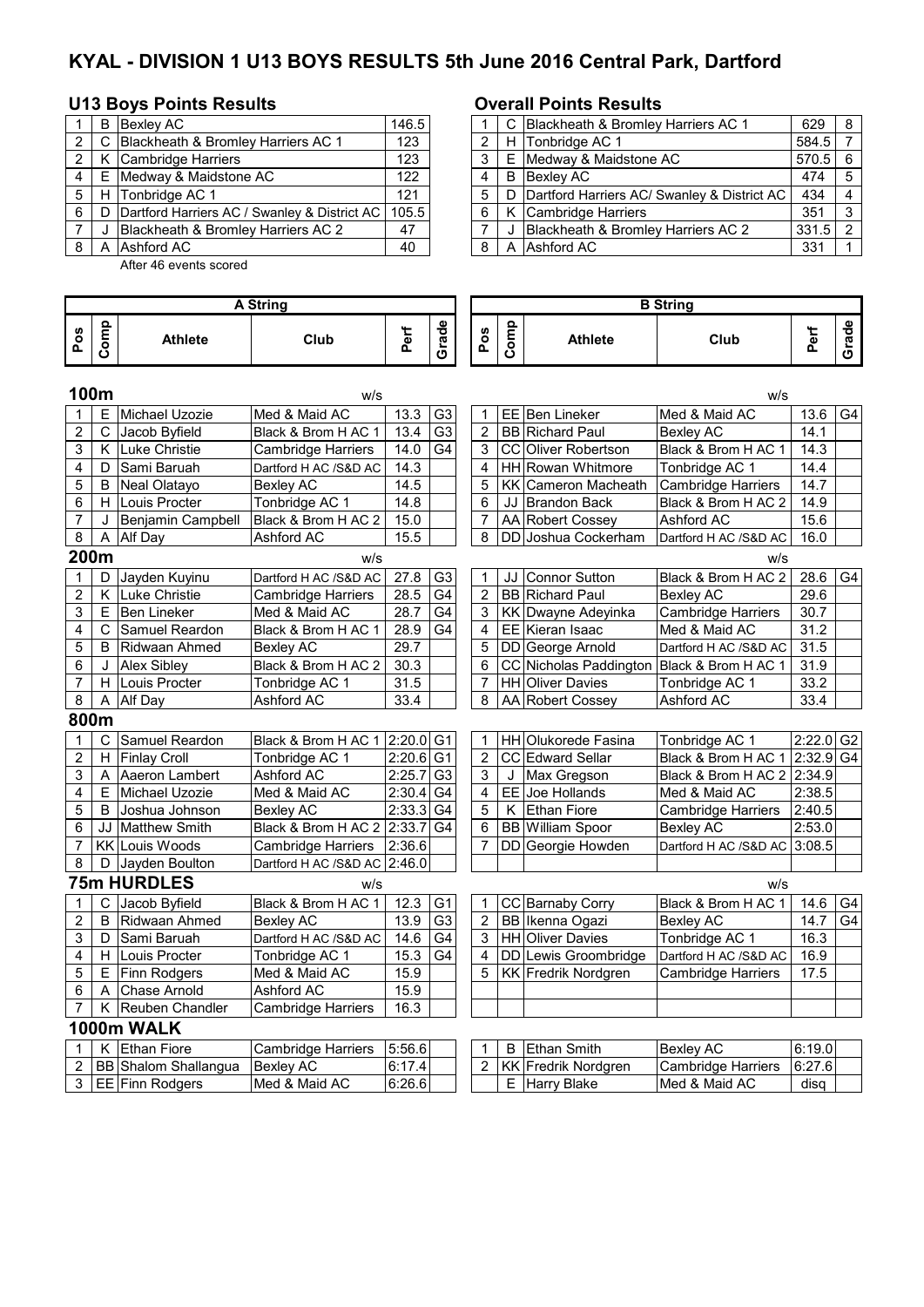# KYAL - DIVISION 1 U13 BOYS RESULTS 5th June 2016 Central Park, Dartford

## U13 Boys Points Results

| | | | |
|---|---|---|---|
| 1 | B | Bexley AC | 146.5 |
| 2 | C | Blackheath & Bromley Harriers AC 1 | 123 |
| 2 | K | Cambridge Harriers | 123 |
| 4 | E | Medway & Maidstone AC | 122 |
| 5 | H | Tonbridge AC 1 | 121 |
| 6 | D | Dartford Harriers AC / Swanley & District AC | 105.5 |
| 7 | J | Blackheath & Bromley Harriers AC 2 | 47 |
| 8 | A | Ashford AC | 40 |

After 46 events scored

## Overall Points Results

| | | | | |
|---|---|---|---|---|
| 1 | C | Blackheath & Bromley Harriers AC 1 | 629 | 8 |
| 2 | H | Tonbridge AC 1 | 584.5 | 7 |
| 3 | E | Medway & Maidstone AC | 570.5 | 6 |
| 4 | B | Bexley AC | 474 | 5 |
| 5 | D | Dartford Harriers AC/ Swanley & District AC | 434 | 4 |
| 6 | K | Cambridge Harriers | 351 | 3 |
| 7 | J | Blackheath & Bromley Harriers AC 2 | 331.5 | 2 |
| 8 | A | Ashford AC | 331 | 1 |

## 100m

| A String | | | | | | B String | | | | | |
|---|---|---|---|---|---|---|---|---|---|---|---|
| Pos | Comp | Athlete | Club | Perf | Grade | Pos | Comp | Athlete | Club | Perf | Grade |
| | | | w/s | | | | | | w/s | | |
| 1 | E | Michael Uzozie | Med & Maid AC | 13.3 | G3 | 1 | EE | Ben Lineker | Med & Maid AC | 13.6 | G4 |
| 2 | C | Jacob Byfield | Black & Brom H AC 1 | 13.4 | G3 | 2 | BB | Richard Paul | Bexley AC | 14.1 | |
| 3 | K | Luke Christie | Cambridge Harriers | 14.0 | G4 | 3 | CC | Oliver Robertson | Black & Brom H AC 1 | 14.3 | |
| 4 | D | Sami Baruah | Dartford H AC /S&D AC | 14.3 | | 4 | HH | Rowan Whitmore | Tonbridge AC 1 | 14.4 | |
| 5 | B | Neal Olatayo | Bexley AC | 14.5 | | 5 | KK | Cameron Macheath | Cambridge Harriers | 14.7 | |
| 6 | H | Louis Procter | Tonbridge AC 1 | 14.8 | | 6 | JJ | Brandon Back | Black & Brom H AC 2 | 14.9 | |
| 7 | J | Benjamin Campbell | Black & Brom H AC 2 | 15.0 | | 7 | AA | Robert Cossey | Ashford AC | 15.6 | |
| 8 | A | Alf Day | Ashford AC | 15.5 | | 8 | DD | Joshua Cockerham | Dartford H AC /S&D AC | 16.0 | |

## 200m

| Pos | Comp | Athlete | Club | Perf | Grade | Pos | Comp | Athlete | Club | Perf | Grade |
|---|---|---|---|---|---|---|---|---|---|---|---|
| | | | w/s | | | | | | w/s | | |
| 1 | D | Jayden Kuyinu | Dartford H AC /S&D AC | 27.8 | G3 | 1 | JJ | Connor Sutton | Black & Brom H AC 2 | 28.6 | G4 |
| 2 | K | Luke Christie | Cambridge Harriers | 28.5 | G4 | 2 | BB | Richard Paul | Bexley AC | 29.6 | |
| 3 | E | Ben Lineker | Med & Maid AC | 28.7 | G4 | 3 | KK | Dwayne Adeyinka | Cambridge Harriers | 30.7 | |
| 4 | C | Samuel Reardon | Black & Brom H AC 1 | 28.9 | G4 | 4 | EE | Kieran Isaac | Med & Maid AC | 31.2 | |
| 5 | B | Ridwaan Ahmed | Bexley AC | 29.7 | | 5 | DD | George Arnold | Dartford H AC /S&D AC | 31.5 | |
| 6 | J | Alex Sibley | Black & Brom H AC 2 | 30.3 | | 6 | CC | Nicholas Paddington | Black & Brom H AC 1 | 31.9 | |
| 7 | H | Louis Procter | Tonbridge AC 1 | 31.5 | | 7 | HH | Oliver Davies | Tonbridge AC 1 | 33.2 | |
| 8 | A | Alf Day | Ashford AC | 33.4 | | 8 | AA | Robert Cossey | Ashford AC | 33.4 | |

## 800m

| Pos | Comp | Athlete | Club | Perf | Grade | Pos | Comp | Athlete | Club | Perf | Grade |
|---|---|---|---|---|---|---|---|---|---|---|---|
| 1 | C | Samuel Reardon | Black & Brom H AC 1 | 2:20.0 | G1 | 1 | HH | Olukorede Fasina | Tonbridge AC 1 | 2:22.0 | G2 |
| 2 | H | Finlay Croll | Tonbridge AC 1 | 2:20.6 | G1 | 2 | CC | Edward Sellar | Black & Brom H AC 1 | 2:32.9 | G4 |
| 3 | A | Aaeron Lambert | Ashford AC | 2:25.7 | G3 | 3 | J | Max Gregson | Black & Brom H AC 2 | 2:34.9 | |
| 4 | E | Michael Uzozie | Med & Maid AC | 2:30.4 | G4 | 4 | EE | Joe Hollands | Med & Maid AC | 2:38.5 | |
| 5 | B | Joshua Johnson | Bexley AC | 2:33.3 | G4 | 5 | K | Ethan Fiore | Cambridge Harriers | 2:40.5 | |
| 6 | JJ | Matthew Smith | Black & Brom H AC 2 | 2:33.7 | G4 | 6 | BB | William Spoor | Bexley AC | 2:53.0 | |
| 7 | KK | Louis Woods | Cambridge Harriers | 2:36.6 | | 7 | DD | Georgie Howden | Dartford H AC /S&D AC | 3:08.5 | |
| 8 | D | Jayden Boulton | Dartford H AC /S&D AC | 2:46.0 | | | | | | | |

## 75m HURDLES

| Pos | Comp | Athlete | Club | Perf | Grade | Pos | Comp | Athlete | Club | Perf | Grade |
|---|---|---|---|---|---|---|---|---|---|---|---|
| | | | w/s | | | | | | w/s | | |
| 1 | C | Jacob Byfield | Black & Brom H AC 1 | 12.3 | G1 | 1 | CC | Barnaby Corry | Black & Brom H AC 1 | 14.6 | G4 |
| 2 | B | Ridwaan Ahmed | Bexley AC | 13.9 | G3 | 2 | BB | Ikenna Ogazi | Bexley AC | 14.7 | G4 |
| 3 | D | Sami Baruah | Dartford H AC /S&D AC | 14.6 | G4 | 3 | HH | Oliver Davies | Tonbridge AC 1 | 16.3 | |
| 4 | H | Louis Procter | Tonbridge AC 1 | 15.3 | G4 | 4 | DD | Lewis Groombridge | Dartford H AC /S&D AC | 16.9 | |
| 5 | E | Finn Rodgers | Med & Maid AC | 15.9 | | 5 | KK | Fredrik Nordgren | Cambridge Harriers | 17.5 | |
| 6 | A | Chase Arnold | Ashford AC | 15.9 | | | | | | | |
| 7 | K | Reuben Chandler | Cambridge Harriers | 16.3 | | | | | | | |

## 1000m WALK

| Pos | Comp | Athlete | Club | Perf | Grade | Pos | Comp | Athlete | Club | Perf | Grade |
|---|---|---|---|---|---|---|---|---|---|---|---|
| 1 | K | Ethan Fiore | Cambridge Harriers | 5:56.6 | | 1 | B | Ethan Smith | Bexley AC | 6:19.0 | |
| 2 | BB | Shalom Shallangua | Bexley AC | 6:17.4 | | 2 | KK | Fredrik Nordgren | Cambridge Harriers | 6:27.6 | |
| 3 | EE | Finn Rodgers | Med & Maid AC | 6:26.6 | | | E | Harry Blake | Med & Maid AC | disq | |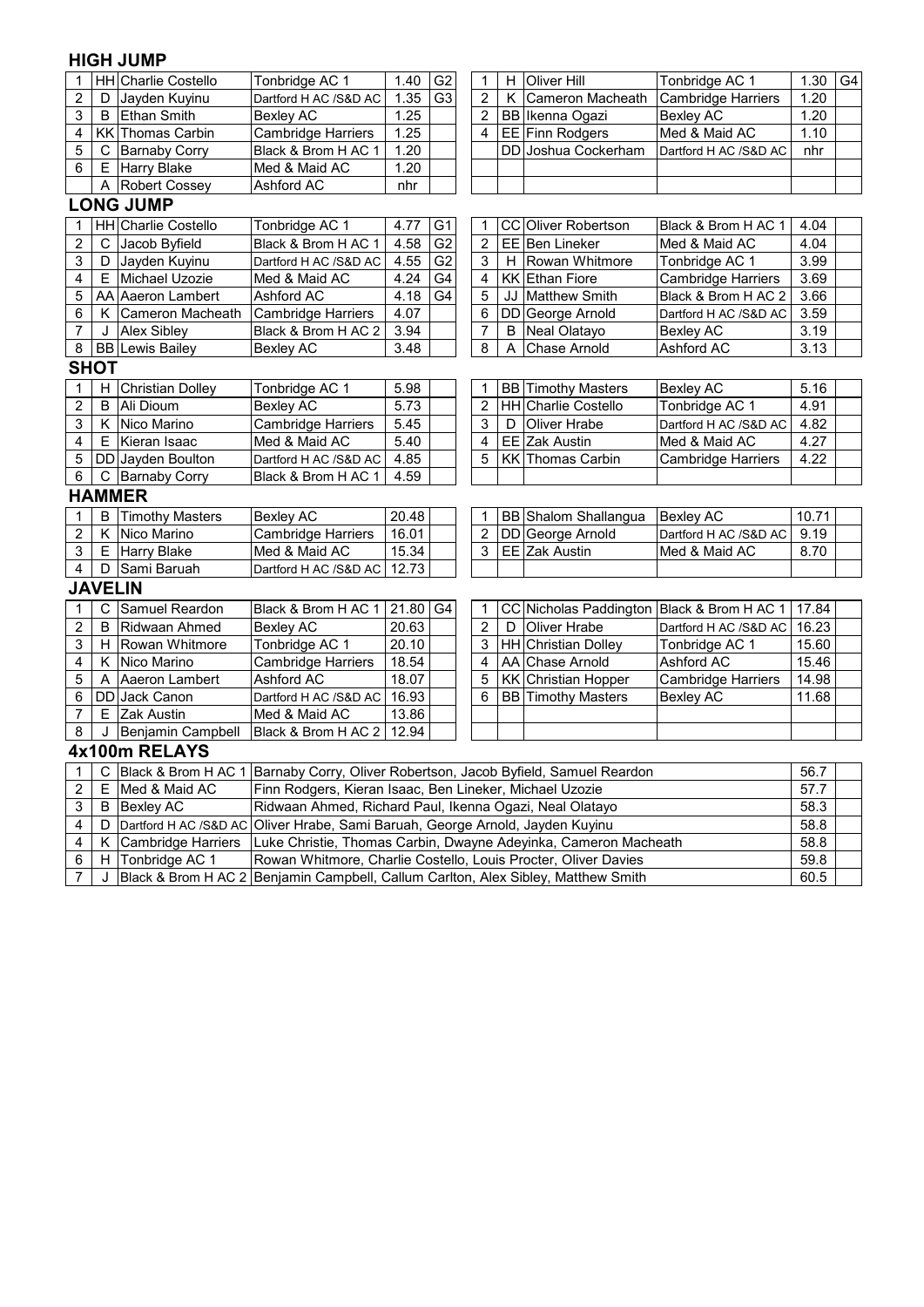## HIGH JUMP

| | | | | | | | | | | | | |
|---|---|---|---|---|---|---|---|---|---|---|---|---|
| 1 | HH | Charlie Costello | Tonbridge AC 1 | 1.40 | G2 | | 1 | H | Oliver Hill | Tonbridge AC 1 | 1.30 | G4 |
| 2 | D | Jayden Kuyinu | Dartford H AC /S&D AC | 1.35 | G3 | | 2 | K | Cameron Macheath | Cambridge Harriers | 1.20 | |
| 3 | B | Ethan Smith | Bexley AC | 1.25 | | | 2 | BB | Ikenna Ogazi | Bexley AC | 1.20 | |
| 4 | KK | Thomas Carbin | Cambridge Harriers | 1.25 | | | 4 | EE | Finn Rodgers | Med & Maid AC | 1.10 | |
| 5 | C | Barnaby Corry | Black & Brom H AC 1 | 1.20 | | | | DD | Joshua Cockerham | Dartford H AC /S&D AC | nhr | |
| 6 | E | Harry Blake | Med & Maid AC | 1.20 | | | | | | | | |
| | A | Robert Cossey | Ashford AC | nhr | | | | | | | | |

## LONG JUMP

| | | | | | | | | | | | | |
|---|---|---|---|---|---|---|---|---|---|---|---|---|
| 1 | HH | Charlie Costello | Tonbridge AC 1 | 4.77 | G1 | | 1 | CC | Oliver Robertson | Black & Brom H AC 1 | 4.04 | |
| 2 | C | Jacob Byfield | Black & Brom H AC 1 | 4.58 | G2 | | 2 | EE | Ben Lineker | Med & Maid AC | 4.04 | |
| 3 | D | Jayden Kuyinu | Dartford H AC /S&D AC | 4.55 | G2 | | 3 | H | Rowan Whitmore | Tonbridge AC 1 | 3.99 | |
| 4 | E | Michael Uzozie | Med & Maid AC | 4.24 | G4 | | 4 | KK | Ethan Fiore | Cambridge Harriers | 3.69 | |
| 5 | AA | Aaeron Lambert | Ashford AC | 4.18 | G4 | | 5 | JJ | Matthew Smith | Black & Brom H AC 2 | 3.66 | |
| 6 | K | Cameron Macheath | Cambridge Harriers | 4.07 | | | 6 | DD | George Arnold | Dartford H AC /S&D AC | 3.59 | |
| 7 | J | Alex Sibley | Black & Brom H AC 2 | 3.94 | | | 7 | B | Neal Olatayo | Bexley AC | 3.19 | |
| 8 | BB | Lewis Bailey | Bexley AC | 3.48 | | | 8 | A | Chase Arnold | Ashford AC | 3.13 | |

## SHOT

| | | | | | | | | | | | | |
|---|---|---|---|---|---|---|---|---|---|---|---|---|
| 1 | H | Christian Dolley | Tonbridge AC 1 | 5.98 | | | 1 | BB | Timothy Masters | Bexley AC | 5.16 | |
| 2 | B | Ali Dioum | Bexley AC | 5.73 | | | 2 | HH | Charlie Costello | Tonbridge AC 1 | 4.91 | |
| 3 | K | Nico Marino | Cambridge Harriers | 5.45 | | | 3 | D | Oliver Hrabe | Dartford H AC /S&D AC | 4.82 | |
| 4 | E | Kieran Isaac | Med & Maid AC | 5.40 | | | 4 | EE | Zak Austin | Med & Maid AC | 4.27 | |
| 5 | DD | Jayden Boulton | Dartford H AC /S&D AC | 4.85 | | | 5 | KK | Thomas Carbin | Cambridge Harriers | 4.22 | |
| 6 | C | Barnaby Corry | Black & Brom H AC 1 | 4.59 | | | | | | | | |

## HAMMER

| | | | | | | | | | | | | |
|---|---|---|---|---|---|---|---|---|---|---|---|---|
| 1 | B | Timothy Masters | Bexley AC | 20.48 | | | 1 | BB | Shalom Shallangua | Bexley AC | 10.71 | |
| 2 | K | Nico Marino | Cambridge Harriers | 16.01 | | | 2 | DD | George Arnold | Dartford H AC /S&D AC | 9.19 | |
| 3 | E | Harry Blake | Med & Maid AC | 15.34 | | | 3 | EE | Zak Austin | Med & Maid AC | 8.70 | |
| 4 | D | Sami Baruah | Dartford H AC /S&D AC | 12.73 | | | | | | | | |

## JAVELIN

| | | | | | | | | | | | | |
|---|---|---|---|---|---|---|---|---|---|---|---|---|
| 1 | C | Samuel Reardon | Black & Brom H AC 1 | 21.80 | G4 | | 1 | CC | Nicholas Paddington | Black & Brom H AC 1 | 17.84 | |
| 2 | B | Ridwaan Ahmed | Bexley AC | 20.63 | | | 2 | D | Oliver Hrabe | Dartford H AC /S&D AC | 16.23 | |
| 3 | H | Rowan Whitmore | Tonbridge AC 1 | 20.10 | | | 3 | HH | Christian Dolley | Tonbridge AC 1 | 15.60 | |
| 4 | K | Nico Marino | Cambridge Harriers | 18.54 | | | 4 | AA | Chase Arnold | Ashford AC | 15.46 | |
| 5 | A | Aaeron Lambert | Ashford AC | 18.07 | | | 5 | KK | Christian Hopper | Cambridge Harriers | 14.98 | |
| 6 | DD | Jack Canon | Dartford H AC /S&D AC | 16.93 | | | 6 | BB | Timothy Masters | Bexley AC | 11.68 | |
| 7 | E | Zak Austin | Med & Maid AC | 13.86 | | | | | | | | |
| 8 | J | Benjamin Campbell | Black & Brom H AC 2 | 12.94 | | | | | | | | |

## 4x100m RELAYS

| | | | | | |
|---|---|---|---|---|---|
| 1 | C | Black & Brom H AC 1 | Barnaby Corry, Oliver Robertson, Jacob Byfield, Samuel Reardon | 56.7 | |
| 2 | E | Med & Maid AC | Finn Rodgers, Kieran Isaac, Ben Lineker, Michael Uzozie | 57.7 | |
| 3 | B | Bexley AC | Ridwaan Ahmed, Richard Paul, Ikenna Ogazi, Neal Olatayo | 58.3 | |
| 4 | D | Dartford H AC /S&D AC | Oliver Hrabe, Sami Baruah, George Arnold, Jayden Kuyinu | 58.8 | |
| 4 | K | Cambridge Harriers | Luke Christie, Thomas Carbin, Dwayne Adeyinka, Cameron Macheath | 58.8 | |
| 6 | H | Tonbridge AC 1 | Rowan Whitmore, Charlie Costello, Louis Procter, Oliver Davies | 59.8 | |
| 7 | J | Black & Brom H AC 2 | Benjamin Campbell, Callum Carlton, Alex Sibley, Matthew Smith | 60.5 | |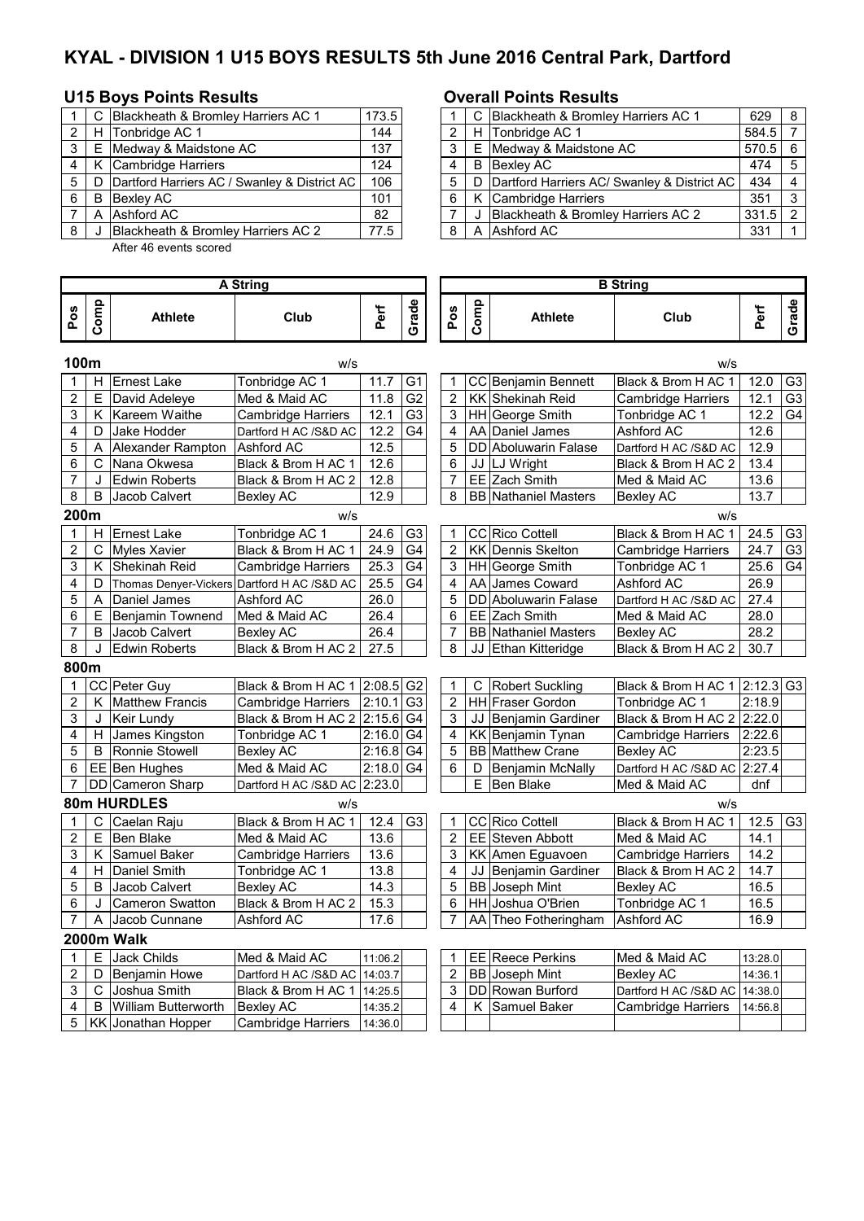# KYAL - DIVISION 1 U15 BOYS RESULTS 5th June 2016 Central Park, Dartford

## U15 Boys Points Results

| | | | |
|---|---|---|---|
| 1 | C | Blackheath & Bromley Harriers AC 1 | 173.5 |
| 2 | H | Tonbridge AC 1 | 144 |
| 3 | E | Medway & Maidstone AC | 137 |
| 4 | K | Cambridge Harriers | 124 |
| 5 | D | Dartford Harriers AC / Swanley & District AC | 106 |
| 6 | B | Bexley AC | 101 |
| 7 | A | Ashford AC | 82 |
| 8 | J | Blackheath & Bromley Harriers AC 2 | 77.5 |

After 46 events scored

## Overall Points Results

| | | | | |
|---|---|---|---|---|
| 1 | C | Blackheath & Bromley Harriers AC 1 | 629 | 8 |
| 2 | H | Tonbridge AC 1 | 584.5 | 7 |
| 3 | E | Medway & Maidstone AC | 570.5 | 6 |
| 4 | B | Bexley AC | 474 | 5 |
| 5 | D | Dartford Harriers AC/ Swanley & District AC | 434 | 4 |
| 6 | K | Cambridge Harriers | 351 | 3 |
| 7 | J | Blackheath & Bromley Harriers AC 2 | 331.5 | 2 |
| 8 | A | Ashford AC | 331 | 1 |

## A String

### 100m (w/s)

| Pos | Comp | Athlete | Club | Perf | Grade |
|---|---|---|---|---|---|
| 1 | H | Ernest Lake | Tonbridge AC 1 | 11.7 | G1 |
| 2 | E | David Adeleye | Med & Maid AC | 11.8 | G2 |
| 3 | K | Kareem Waithe | Cambridge Harriers | 12.1 | G3 |
| 4 | D | Jake Hodder | Dartford H AC /S&D AC | 12.2 | G4 |
| 5 | A | Alexander Rampton | Ashford AC | 12.5 | |
| 6 | C | Nana Okwesa | Black & Brom H AC 1 | 12.6 | |
| 7 | J | Edwin Roberts | Black & Brom H AC 2 | 12.8 | |
| 8 | B | Jacob Calvert | Bexley AC | 12.9 | |

### 200m (w/s)

| Pos | Comp | Athlete | Club | Perf | Grade |
|---|---|---|---|---|---|
| 1 | H | Ernest Lake | Tonbridge AC 1 | 24.6 | G3 |
| 2 | C | Myles Xavier | Black & Brom H AC 1 | 24.9 | G4 |
| 3 | K | Shekinah Reid | Cambridge Harriers | 25.3 | G4 |
| 4 | D | Thomas Denyer-Vickers | Dartford H AC /S&D AC | 25.5 | G4 |
| 5 | A | Daniel James | Ashford AC | 26.0 | |
| 6 | E | Benjamin Townend | Med & Maid AC | 26.4 | |
| 7 | B | Jacob Calvert | Bexley AC | 26.4 | |
| 8 | J | Edwin Roberts | Black & Brom H AC 2 | 27.5 | |

### 800m

| Pos | Comp | Athlete | Club | Perf | Grade |
|---|---|---|---|---|---|
| 1 | CC | Peter Guy | Black & Brom H AC 1 | 2:08.5 | G2 |
| 2 | K | Matthew Francis | Cambridge Harriers | 2:10.1 | G3 |
| 3 | J | Keir Lundy | Black & Brom H AC 2 | 2:15.6 | G4 |
| 4 | H | James Kingston | Tonbridge AC 1 | 2:16.0 | G4 |
| 5 | B | Ronnie Stowell | Bexley AC | 2:16.8 | G4 |
| 6 | EE | Ben Hughes | Med & Maid AC | 2:18.0 | G4 |
| 7 | DD | Cameron Sharp | Dartford H AC /S&D AC | 2:23.0 | |

### 80m HURDLES (w/s)

| Pos | Comp | Athlete | Club | Perf | Grade |
|---|---|---|---|---|---|
| 1 | C | Caelan Raju | Black & Brom H AC 1 | 12.4 | G3 |
| 2 | E | Ben Blake | Med & Maid AC | 13.6 | |
| 3 | K | Samuel Baker | Cambridge Harriers | 13.6 | |
| 4 | H | Daniel Smith | Tonbridge AC 1 | 13.8 | |
| 5 | B | Jacob Calvert | Bexley AC | 14.3 | |
| 6 | J | Cameron Swatton | Black & Brom H AC 2 | 15.3 | |
| 7 | A | Jacob Cunnane | Ashford AC | 17.6 | |

### 2000m Walk

| Pos | Comp | Athlete | Club | Perf | Grade |
|---|---|---|---|---|---|
| 1 | E | Jack Childs | Med & Maid AC | 11:06.2 | |
| 2 | D | Benjamin Howe | Dartford H AC /S&D AC | 14:03.7 | |
| 3 | C | Joshua Smith | Black & Brom H AC 1 | 14:25.5 | |
| 4 | B | William Butterworth | Bexley AC | 14:35.2 | |
| 5 | KK | Jonathan Hopper | Cambridge Harriers | 14:36.0 | |

## B String

### 100m (w/s)

| Pos | Comp | Athlete | Club | Perf | Grade |
|---|---|---|---|---|---|
| 1 | CC | Benjamin Bennett | Black & Brom H AC 1 | 12.0 | G3 |
| 2 | KK | Shekinah Reid | Cambridge Harriers | 12.1 | G3 |
| 3 | HH | George Smith | Tonbridge AC 1 | 12.2 | G4 |
| 4 | AA | Daniel James | Ashford AC | 12.6 | |
| 5 | DD | Aboluwarin Falase | Dartford H AC /S&D AC | 12.9 | |
| 6 | JJ | LJ Wright | Black & Brom H AC 2 | 13.4 | |
| 7 | EE | Zach Smith | Med & Maid AC | 13.6 | |
| 8 | BB | Nathaniel Masters | Bexley AC | 13.7 | |

### 200m (w/s)

| Pos | Comp | Athlete | Club | Perf | Grade |
|---|---|---|---|---|---|
| 1 | CC | Rico Cottell | Black & Brom H AC 1 | 24.5 | G3 |
| 2 | KK | Dennis Skelton | Cambridge Harriers | 24.7 | G3 |
| 3 | HH | George Smith | Tonbridge AC 1 | 25.6 | G4 |
| 4 | AA | James Coward | Ashford AC | 26.9 | |
| 5 | DD | Aboluwarin Falase | Dartford H AC /S&D AC | 27.4 | |
| 6 | EE | Zach Smith | Med & Maid AC | 28.0 | |
| 7 | BB | Nathaniel Masters | Bexley AC | 28.2 | |
| 8 | JJ | Ethan Kitteridge | Black & Brom H AC 2 | 30.7 | |

### 800m

| Pos | Comp | Athlete | Club | Perf | Grade |
|---|---|---|---|---|---|
| 1 | C | Robert Suckling | Black & Brom H AC 1 | 2:12.3 | G3 |
| 2 | HH | Fraser Gordon | Tonbridge AC 1 | 2:18.9 | |
| 3 | JJ | Benjamin Gardiner | Black & Brom H AC 2 | 2:22.0 | |
| 4 | KK | Benjamin Tynan | Cambridge Harriers | 2:22.6 | |
| 5 | BB | Matthew Crane | Bexley AC | 2:23.5 | |
| 6 | D | Benjamin McNally | Dartford H AC /S&D AC | 2:27.4 | |
| | E | Ben Blake | Med & Maid AC | dnf | |

### 80m HURDLES (w/s)

| Pos | Comp | Athlete | Club | Perf | Grade |
|---|---|---|---|---|---|
| 1 | CC | Rico Cottell | Black & Brom H AC 1 | 12.5 | G3 |
| 2 | EE | Steven Abbott | Med & Maid AC | 14.1 | |
| 3 | KK | Amen Eguavoen | Cambridge Harriers | 14.2 | |
| 4 | JJ | Benjamin Gardiner | Black & Brom H AC 2 | 14.7 | |
| 5 | BB | Joseph Mint | Bexley AC | 16.5 | |
| 6 | HH | Joshua O'Brien | Tonbridge AC 1 | 16.5 | |
| 7 | AA | Theo Fotheringham | Ashford AC | 16.9 | |

### 2000m Walk

| Pos | Comp | Athlete | Club | Perf | Grade |
|---|---|---|---|---|---|
| 1 | EE | Reece Perkins | Med & Maid AC | 13:28.0 | |
| 2 | BB | Joseph Mint | Bexley AC | 14:36.1 | |
| 3 | DD | Rowan Burford | Dartford H AC /S&D AC | 14:38.0 | |
| 4 | K | Samuel Baker | Cambridge Harriers | 14:56.8 | |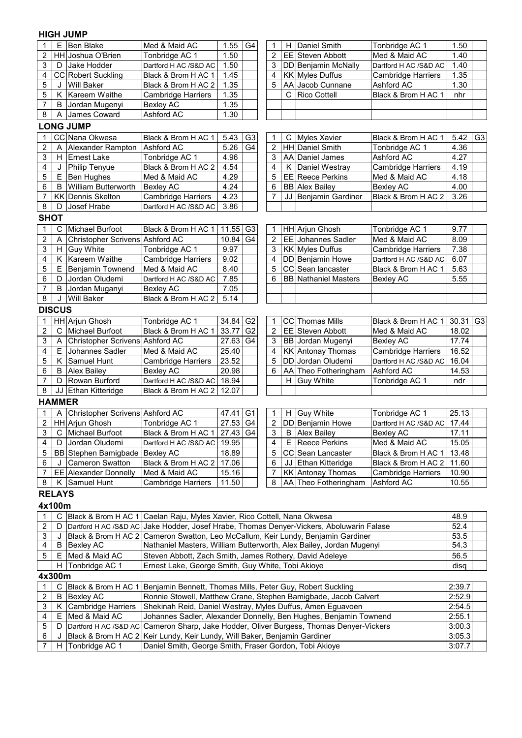## HIGH JUMP

| | | | | | |
|---|---|---|---|---|---|
| 1 | E | Ben Blake | Med & Maid AC | 1.55 | G4 |
| 2 | HH | Joshua O'Brien | Tonbridge AC 1 | 1.50 | |
| 3 | D | Jake Hodder | Dartford H AC /S&D AC | 1.50 | |
| 4 | CC | Robert Suckling | Black & Brom H AC 1 | 1.45 | |
| 5 | J | Will Baker | Black & Brom H AC 2 | 1.35 | |
| 5 | K | Kareem Waithe | Cambridge Harriers | 1.35 | |
| 7 | B | Jordan Mugenyi | Bexley AC | 1.35 | |
| 8 | A | James Coward | Ashford AC | 1.30 | |

| | | | | | |
|---|---|---|---|---|---|
| 1 | H | Daniel Smith | Tonbridge AC 1 | 1.50 | |
| 2 | EE | Steven Abbott | Med & Maid AC | 1.40 | |
| 3 | DD | Benjamin McNally | Dartford H AC /S&D AC | 1.40 | |
| 4 | KK | Myles Duffus | Cambridge Harriers | 1.35 | |
| 5 | AA | Jacob Cunnane | Ashford AC | 1.30 | |
| | C | Rico Cottell | Black & Brom H AC 1 | nhr | |

## LONG JUMP

| | | | | | |
|---|---|---|---|---|---|
| 1 | CC | Nana Okwesa | Black & Brom H AC 1 | 5.43 | G3 |
| 2 | A | Alexander Rampton | Ashford AC | 5.26 | G4 |
| 3 | H | Ernest Lake | Tonbridge AC 1 | 4.96 | |
| 4 | J | Philip Tenyue | Black & Brom H AC 2 | 4.54 | |
| 5 | E | Ben Hughes | Med & Maid AC | 4.29 | |
| 6 | B | William Butterworth | Bexley AC | 4.24 | |
| 7 | KK | Dennis Skelton | Cambridge Harriers | 4.23 | |
| 8 | D | Josef Hrabe | Dartford H AC /S&D AC | 3.86 | |

| | | | | | |
|---|---|---|---|---|---|
| 1 | C | Myles Xavier | Black & Brom H AC 1 | 5.42 | G3 |
| 2 | HH | Daniel Smith | Tonbridge AC 1 | 4.36 | |
| 3 | AA | Daniel James | Ashford AC | 4.27 | |
| 4 | K | Daniel Westray | Cambridge Harriers | 4.19 | |
| 5 | EE | Reece Perkins | Med & Maid AC | 4.18 | |
| 6 | BB | Alex Bailey | Bexley AC | 4.00 | |
| 7 | JJ | Benjamin Gardiner | Black & Brom H AC 2 | 3.26 | |

## SHOT

| | | | | | |
|---|---|---|---|---|---|
| 1 | C | Michael Burfoot | Black & Brom H AC 1 | 11.55 | G3 |
| 2 | A | Christopher Scrivens | Ashford AC | 10.84 | G4 |
| 3 | H | Guy White | Tonbridge AC 1 | 9.97 | |
| 4 | K | Kareem Waithe | Cambridge Harriers | 9.02 | |
| 5 | E | Benjamin Townend | Med & Maid AC | 8.40 | |
| 6 | D | Jordan Oludemi | Dartford H AC /S&D AC | 7.85 | |
| 7 | B | Jordan Muganyi | Bexley AC | 7.05 | |
| 8 | J | Will Baker | Black & Brom H AC 2 | 5.14 | |

| | | | | | |
|---|---|---|---|---|---|
| 1 | HH | Arjun Ghosh | Tonbridge AC 1 | 9.77 | |
| 2 | EE | Johannes Sadler | Med & Maid AC | 8.09 | |
| 3 | KK | Myles Duffus | Cambridge Harriers | 7.38 | |
| 4 | DD | Benjamin Howe | Dartford H AC /S&D AC | 6.07 | |
| 5 | CC | Sean lancaster | Black & Brom H AC 1 | 5.63 | |
| 6 | BB | Nathaniel Masters | Bexley AC | 5.55 | |

## DISCUS

| | | | | | |
|---|---|---|---|---|---|
| 1 | HH | Arjun Ghosh | Tonbridge AC 1 | 34.84 | G2 |
| 2 | C | Michael Burfoot | Black & Brom H AC 1 | 33.77 | G2 |
| 3 | A | Christopher Scrivens | Ashford AC | 27.63 | G4 |
| 4 | E | Johannes Sadler | Med & Maid AC | 25.40 | |
| 5 | K | Samuel Hunt | Cambridge Harriers | 23.52 | |
| 6 | B | Alex Bailey | Bexley AC | 20.98 | |
| 7 | D | Rowan Burford | Dartford H AC /S&D AC | 18.94 | |
| 8 | JJ | Ethan Kitteridge | Black & Brom H AC 2 | 12.07 | |

| | | | | | |
|---|---|---|---|---|---|
| 1 | CC | Thomas Mills | Black & Brom H AC 1 | 30.31 | G3 |
| 2 | EE | Steven Abbott | Med & Maid AC | 18.02 | |
| 3 | BB | Jordan Mugenyi | Bexley AC | 17.74 | |
| 4 | KK | Antonay Thomas | Cambridge Harriers | 16.52 | |
| 5 | DD | Jordan Oludemi | Dartford H AC /S&D AC | 16.04 | |
| 6 | AA | Theo Fotheringham | Ashford AC | 14.53 | |
| | H | Guy White | Tonbridge AC 1 | ndr | |

## HAMMER

| | | | | | |
|---|---|---|---|---|---|
| 1 | A | Christopher Scrivens | Ashford AC | 47.41 | G1 |
| 2 | HH | Arjun Ghosh | Tonbridge AC 1 | 27.53 | G4 |
| 3 | C | Michael Burfoot | Black & Brom H AC 1 | 27.43 | G4 |
| 4 | D | Jordan Oludemi | Dartford H AC /S&D AC | 19.95 | |
| 5 | BB | Stephen Bamigbade | Bexley AC | 18.89 | |
| 6 | J | Cameron Swatton | Black & Brom H AC 2 | 17.06 | |
| 7 | EE | Alexander Donnelly | Med & Maid AC | 15.16 | |
| 8 | K | Samuel Hunt | Cambridge Harriers | 11.50 | |

| | | | | | |
|---|---|---|---|---|---|
| 1 | H | Guy White | Tonbridge AC 1 | 25.13 | |
| 2 | DD | Benjamin Howe | Dartford H AC /S&D AC | 17.44 | |
| 3 | B | Alex Bailey | Bexley AC | 17.11 | |
| 4 | E | Reece Perkins | Med & Maid AC | 15.05 | |
| 5 | CC | Sean Lancaster | Black & Brom H AC 1 | 13.48 | |
| 6 | JJ | Ethan Kitteridge | Black & Brom H AC 2 | 11.60 | |
| 7 | KK | Antonay Thomas | Cambridge Harriers | 10.90 | |
| 8 | AA | Theo Fotheringham | Ashford AC | 10.55 | |

## RELAYS

### 4x100m

| | | | | | |
|---|---|---|---|---|---|
| 1 | C | Black & Brom H AC 1 | Caelan Raju, Myles Xavier, Rico Cottell, Nana Okwesa | 48.9 | |
| 2 | D | Dartford H AC /S&D AC | Jake Hodder, Josef Hrabe, Thomas Denyer-Vickers, Aboluwarin Falase | 52.4 | |
| 3 | J | Black & Brom H AC 2 | Cameron Swatton, Leo McCallum, Keir Lundy, Benjamin Gardiner | 53.5 | |
| 4 | B | Bexley AC | Nathaniel Masters, William Butterworth, Alex Bailey, Jordan Mugenyi | 54.3 | |
| 5 | E | Med & Maid AC | Steven Abbott, Zach Smith, James Rothery, David Adeleye | 56.5 | |
| | H | Tonbridge AC 1 | Ernest Lake, George Smith, Guy White, Tobi Akioye | disq | |

### 4x300m

| | | | | | |
|---|---|---|---|---|---|
| 1 | C | Black & Brom H AC 1 | Benjamin Bennett, Thomas Mills, Peter Guy, Robert Suckling | 2:39.7 | |
| 2 | B | Bexley AC | Ronnie Stowell, Matthew Crane, Stephen Bamigbade, Jacob Calvert | 2:52.9 | |
| 3 | K | Cambridge Harriers | Shekinah Reid, Daniel Westray, Myles Duffus, Amen Eguavoen | 2:54.5 | |
| 4 | E | Med & Maid AC | Johannes Sadler, Alexander Donnelly, Ben Hughes, Benjamin Townend | 2:55.1 | |
| 5 | D | Dartford H AC /S&D AC | Cameron Sharp, Jake Hodder, Oliver Burgess, Thomas Denyer-Vickers | 3:00.3 | |
| 6 | J | Black & Brom H AC 2 | Keir Lundy, Keir Lundy, Will Baker, Benjamin Gardiner | 3:05.3 | |
| 7 | H | Tonbridge AC 1 | Daniel Smith, George Smith, Fraser Gordon, Tobi Akioye | 3:07.7 | |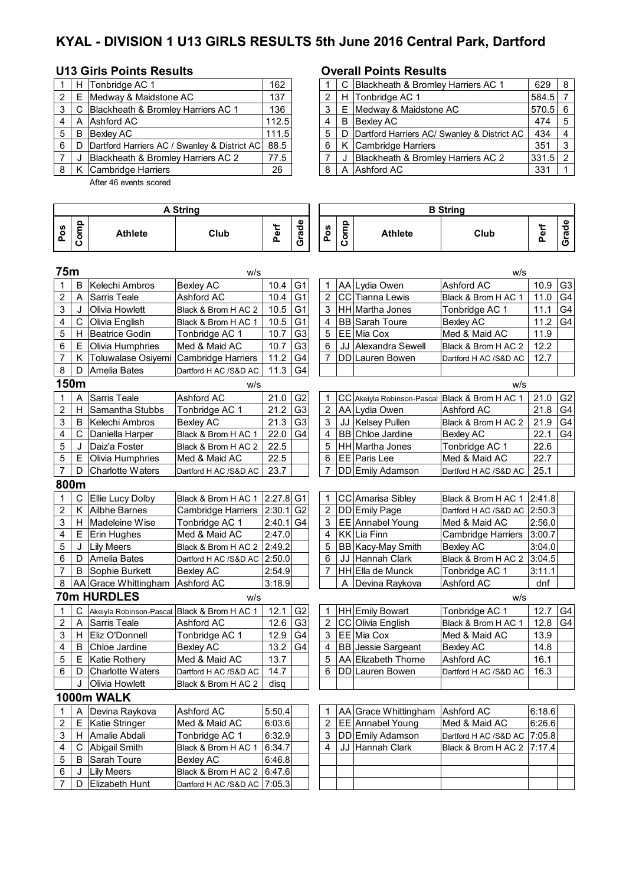# KYAL - DIVISION 1 U13 GIRLS RESULTS 5th June 2016 Central Park, Dartford

## U13 Girls Points Results

| | | | |
|---|---|---|---|
| 1 | H | Tonbridge AC 1 | 162 |
| 2 | E | Medway & Maidstone AC | 137 |
| 3 | C | Blackheath & Bromley Harriers AC 1 | 136 |
| 4 | A | Ashford AC | 112.5 |
| 5 | B | Bexley AC | 111.5 |
| 6 | D | Dartford Harriers AC / Swanley & District AC | 88.5 |
| 7 | J | Blackheath & Bromley Harriers AC 2 | 77.5 |
| 8 | K | Cambridge Harriers | 26 |

After 46 events scored

## Overall Points Results

| | | | | |
|---|---|---|---|---|
| 1 | C | Blackheath & Bromley Harriers AC 1 | 629 | 8 |
| 2 | H | Tonbridge AC 1 | 584.5 | 7 |
| 3 | E | Medway & Maidstone AC | 570.5 | 6 |
| 4 | B | Bexley AC | 474 | 5 |
| 5 | D | Dartford Harriers AC/ Swanley & District AC | 434 | 4 |
| 6 | K | Cambridge Harriers | 351 | 3 |
| 7 | J | Blackheath & Bromley Harriers AC 2 | 331.5 | 2 |
| 8 | A | Ashford AC | 331 | 1 |

## A String

| Pos | Comp | Athlete | Club | Perf | Grade |
|---|---|---|---|---|---|
| **75m** | | | w/s | | |
| 1 | B | Kelechi Ambros | Bexley AC | 10.4 | G1 |
| 2 | A | Sarris Teale | Ashford AC | 10.4 | G1 |
| 3 | J | Olivia Howlett | Black & Brom H AC 2 | 10.5 | G1 |
| 4 | C | Olivia English | Black & Brom H AC 1 | 10.5 | G1 |
| 5 | H | Beatrice Godin | Tonbridge AC 1 | 10.7 | G3 |
| 6 | E | Olivia Humphries | Med & Maid AC | 10.7 | G3 |
| 7 | K | Toluwalase Osiyemi | Cambridge Harriers | 11.2 | G4 |
| 8 | D | Amelia Bates | Dartford H AC /S&D AC | 11.3 | G4 |
| **150m** | | | w/s | | |
| 1 | A | Sarris Teale | Ashford AC | 21.0 | G2 |
| 2 | H | Samantha Stubbs | Tonbridge AC 1 | 21.2 | G3 |
| 3 | B | Kelechi Ambros | Bexley AC | 21.3 | G3 |
| 4 | C | Daniella Harper | Black & Brom H AC 1 | 22.0 | G4 |
| 5 | J | Daiz'a Foster | Black & Brom H AC 2 | 22.5 | |
| 5 | E | Olivia Humphries | Med & Maid AC | 22.5 | |
| 7 | D | Charlotte Waters | Dartford H AC /S&D AC | 23.7 | |
| **800m** | | | | | |
| 1 | C | Ellie Lucy Dolby | Black & Brom H AC 1 | 2:27.8 | G1 |
| 2 | K | Ailbhe Barnes | Cambridge Harriers | 2:30.1 | G2 |
| 3 | H | Madeleine Wise | Tonbridge AC 1 | 2:40.1 | G4 |
| 4 | E | Erin Hughes | Med & Maid AC | 2:47.0 | |
| 5 | J | Lily Meers | Black & Brom H AC 2 | 2:49.2 | |
| 6 | D | Amelia Bates | Dartford H AC /S&D AC | 2:50.0 | |
| 7 | B | Sophie Burkett | Bexley AC | 2:54.9 | |
| 8 | AA | Grace Whittingham | Ashford AC | 3:18.9 | |
| **70m HURDLES** | | | w/s | | |
| 1 | C | Akeiyla Robinson-Pascal | Black & Brom H AC 1 | 12.1 | G2 |
| 2 | A | Sarris Teale | Ashford AC | 12.6 | G3 |
| 3 | H | Eliz O'Donnell | Tonbridge AC 1 | 12.9 | G4 |
| 4 | B | Chloe Jardine | Bexley AC | 13.2 | G4 |
| 5 | E | Katie Rothery | Med & Maid AC | 13.7 | |
| 6 | D | Charlotte Waters | Dartford H AC /S&D AC | 14.7 | |
| | J | Olivia Howlett | Black & Brom H AC 2 | disq | |
| **1000m WALK** | | | | | |
| 1 | A | Devina Raykova | Ashford AC | 5:50.4 | |
| 2 | E | Katie Stringer | Med & Maid AC | 6:03.6 | |
| 3 | H | Amalie Abdali | Tonbridge AC 1 | 6:32.9 | |
| 4 | C | Abigail Smith | Black & Brom H AC 1 | 6:34.7 | |
| 5 | B | Sarah Toure | Bexley AC | 6:46.8 | |
| 6 | J | Lily Meers | Black & Brom H AC 2 | 6:47.6 | |
| 7 | D | Elizabeth Hunt | Dartford H AC /S&D AC | 7:05.3 | |

## B String

| Pos | Comp | Athlete | Club | Perf | Grade |
|---|---|---|---|---|---|
| **75m** | | | w/s | | |
| 1 | AA | Lydia Owen | Ashford AC | 10.9 | G3 |
| 2 | CC | Tianna Lewis | Black & Brom H AC 1 | 11.0 | G4 |
| 3 | HH | Martha Jones | Tonbridge AC 1 | 11.1 | G4 |
| 4 | BB | Sarah Toure | Bexley AC | 11.2 | G4 |
| 5 | EE | Mia Cox | Med & Maid AC | 11.9 | |
| 6 | JJ | Alexandra Sewell | Black & Brom H AC 2 | 12.2 | |
| 7 | DD | Lauren Bowen | Dartford H AC /S&D AC | 12.7 | |
| **150m** | | | w/s | | |
| 1 | CC | Akeiyla Robinson-Pascal | Black & Brom H AC 1 | 21.0 | G2 |
| 2 | AA | Lydia Owen | Ashford AC | 21.8 | G4 |
| 3 | JJ | Kelsey Pullen | Black & Brom H AC 2 | 21.9 | G4 |
| 4 | BB | Chloe Jardine | Bexley AC | 22.1 | G4 |
| 5 | HH | Martha Jones | Tonbridge AC 1 | 22.6 | |
| 6 | EE | Paris Lee | Med & Maid AC | 22.7 | |
| 7 | DD | Emily Adamson | Dartford H AC /S&D AC | 25.1 | |
| **800m** | | | | | |
| 1 | CC | Amarisa Sibley | Black & Brom H AC 1 | 2:41.8 | |
| 2 | DD | Emily Page | Dartford H AC /S&D AC | 2:50.3 | |
| 3 | EE | Annabel Young | Med & Maid AC | 2:56.0 | |
| 4 | KK | Lia Finn | Cambridge Harriers | 3:00.7 | |
| 5 | BB | Kacy-May Smith | Bexley AC | 3:04.0 | |
| 6 | JJ | Hannah Clark | Black & Brom H AC 2 | 3:04.5 | |
| 7 | HH | Ella de Munck | Tonbridge AC 1 | 3:11.1 | |
| | A | Devina Raykova | Ashford AC | dnf | |
| **70m HURDLES** | | | w/s | | |
| 1 | HH | Emily Bowart | Tonbridge AC 1 | 12.7 | G4 |
| 2 | CC | Olivia English | Black & Brom H AC 1 | 12.8 | G4 |
| 3 | EE | Mia Cox | Med & Maid AC | 13.9 | |
| 4 | BB | Jessie Sargeant | Bexley AC | 14.8 | |
| 5 | AA | Elizabeth Thorne | Ashford AC | 16.1 | |
| 6 | DD | Lauren Bowen | Dartford H AC /S&D AC | 16.3 | |
| **1000m WALK** | | | | | |
| 1 | AA | Grace Whittingham | Ashford AC | 6:18.6 | |
| 2 | EE | Annabel Young | Med & Maid AC | 6:26.6 | |
| 3 | DD | Emily Adamson | Dartford H AC /S&D AC | 7:05.8 | |
| 4 | JJ | Hannah Clark | Black & Brom H AC 2 | 7:17.4 | |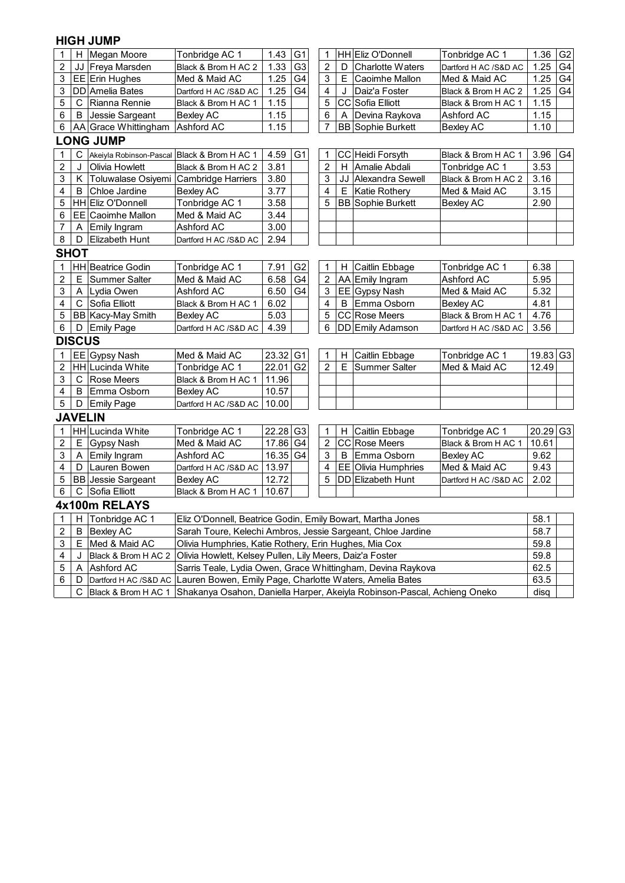## HIGH JUMP

| | | | | | | | | | | | | |
|---|---|---|---|---|---|---|---|---|---|---|---|---|
| 1 | H | Megan Moore | Tonbridge AC 1 | 1.43 | G1 | | 1 | HH | Eliz O'Donnell | Tonbridge AC 1 | 1.36 | G2 |
| 2 | JJ | Freya Marsden | Black & Brom H AC 2 | 1.33 | G3 | | 2 | D | Charlotte Waters | Dartford H AC /S&D AC | 1.25 | G4 |
| 3 | EE | Erin Hughes | Med & Maid AC | 1.25 | G4 | | 3 | E | Caoimhe Mallon | Med & Maid AC | 1.25 | G4 |
| 3 | DD | Amelia Bates | Dartford H AC /S&D AC | 1.25 | G4 | | 4 | J | Daiz'a Foster | Black & Brom H AC 2 | 1.25 | G4 |
| 5 | C | Rianna Rennie | Black & Brom H AC 1 | 1.15 | | | 5 | CC | Sofia Elliott | Black & Brom H AC 1 | 1.15 | |
| 6 | B | Jessie Sargeant | Bexley AC | 1.15 | | | 6 | A | Devina Raykova | Ashford AC | 1.15 | |
| 6 | AA | Grace Whittingham | Ashford AC | 1.15 | | | 7 | BB | Sophie Burkett | Bexley AC | 1.10 | |

## LONG JUMP

| | | | | | | | | | | | | |
|---|---|---|---|---|---|---|---|---|---|---|---|---|
| 1 | C | Akeiyla Robinson-Pascal | Black & Brom H AC 1 | 4.59 | G1 | | 1 | CC | Heidi Forsyth | Black & Brom H AC 1 | 3.96 | G4 |
| 2 | J | Olivia Howlett | Black & Brom H AC 2 | 3.81 | | | 2 | H | Amalie Abdali | Tonbridge AC 1 | 3.53 | |
| 3 | K | Toluwalase Osiyemi | Cambridge Harriers | 3.80 | | | 3 | JJ | Alexandra Sewell | Black & Brom H AC 2 | 3.16 | |
| 4 | B | Chloe Jardine | Bexley AC | 3.77 | | | 4 | E | Katie Rothery | Med & Maid AC | 3.15 | |
| 5 | HH | Eliz O'Donnell | Tonbridge AC 1 | 3.58 | | | 5 | BB | Sophie Burkett | Bexley AC | 2.90 | |
| 6 | EE | Caoimhe Mallon | Med & Maid AC | 3.44 | | | | | | | | |
| 7 | A | Emily Ingram | Ashford AC | 3.00 | | | | | | | | |
| 8 | D | Elizabeth Hunt | Dartford H AC /S&D AC | 2.94 | | | | | | | | |

## SHOT

| | | | | | | | | | | | | |
|---|---|---|---|---|---|---|---|---|---|---|---|---|
| 1 | HH | Beatrice Godin | Tonbridge AC 1 | 7.91 | G2 | | 1 | H | Caitlin Ebbage | Tonbridge AC 1 | 6.38 | |
| 2 | E | Summer Salter | Med & Maid AC | 6.58 | G4 | | 2 | AA | Emily Ingram | Ashford AC | 5.95 | |
| 3 | A | Lydia Owen | Ashford AC | 6.50 | G4 | | 3 | EE | Gypsy Nash | Med & Maid AC | 5.32 | |
| 4 | C | Sofia Elliott | Black & Brom H AC 1 | 6.02 | | | 4 | B | Emma Osborn | Bexley AC | 4.81 | |
| 5 | BB | Kacy-May Smith | Bexley AC | 5.03 | | | 5 | CC | Rose Meers | Black & Brom H AC 1 | 4.76 | |
| 6 | D | Emily Page | Dartford H AC /S&D AC | 4.39 | | | 6 | DD | Emily Adamson | Dartford H AC /S&D AC | 3.56 | |

## DISCUS

| | | | | | | | | | | | | |
|---|---|---|---|---|---|---|---|---|---|---|---|---|
| 1 | EE | Gypsy Nash | Med & Maid AC | 23.32 | G1 | | 1 | H | Caitlin Ebbage | Tonbridge AC 1 | 19.83 | G3 |
| 2 | HH | Lucinda White | Tonbridge AC 1 | 22.01 | G2 | | 2 | E | Summer Salter | Med & Maid AC | 12.49 | |
| 3 | C | Rose Meers | Black & Brom H AC 1 | 11.96 | | | | | | | | |
| 4 | B | Emma Osborn | Bexley AC | 10.57 | | | | | | | | |
| 5 | D | Emily Page | Dartford H AC /S&D AC | 10.00 | | | | | | | | |

## JAVELIN

| | | | | | | | | | | | | |
|---|---|---|---|---|---|---|---|---|---|---|---|---|
| 1 | HH | Lucinda White | Tonbridge AC 1 | 22.28 | G3 | | 1 | H | Caitlin Ebbage | Tonbridge AC 1 | 20.29 | G3 |
| 2 | E | Gypsy Nash | Med & Maid AC | 17.86 | G4 | | 2 | CC | Rose Meers | Black & Brom H AC 1 | 10.61 | |
| 3 | A | Emily Ingram | Ashford AC | 16.35 | G4 | | 3 | B | Emma Osborn | Bexley AC | 9.62 | |
| 4 | D | Lauren Bowen | Dartford H AC /S&D AC | 13.97 | | | 4 | EE | Olivia Humphries | Med & Maid AC | 9.43 | |
| 5 | BB | Jessie Sargeant | Bexley AC | 12.72 | | | 5 | DD | Elizabeth Hunt | Dartford H AC /S&D AC | 2.02 | |
| 6 | C | Sofia Elliott | Black & Brom H AC 1 | 10.67 | | | | | | | | |

## 4x100m RELAYS

| | | | | | |
|---|---|---|---|---|---|
| 1 | H | Tonbridge AC 1 | Eliz O'Donnell, Beatrice Godin, Emily Bowart, Martha Jones | 58.1 | |
| 2 | B | Bexley AC | Sarah Toure, Kelechi Ambros, Jessie Sargeant, Chloe Jardine | 58.7 | |
| 3 | E | Med & Maid AC | Olivia Humphries, Katie Rothery, Erin Hughes, Mia Cox | 59.8 | |
| 4 | J | Black & Brom H AC 2 | Olivia Howlett, Kelsey Pullen, Lily Meers, Daiz'a Foster | 59.8 | |
| 5 | A | Ashford AC | Sarris Teale, Lydia Owen, Grace Whittingham, Devina Raykova | 62.5 | |
| 6 | D | Dartford H AC /S&D AC | Lauren Bowen, Emily Page, Charlotte Waters, Amelia Bates | 63.5 | |
| | C | Black & Brom H AC 1 | Shakanya Osahon, Daniella Harper, Akeiyla Robinson-Pascal, Achieng Oneko | disq | |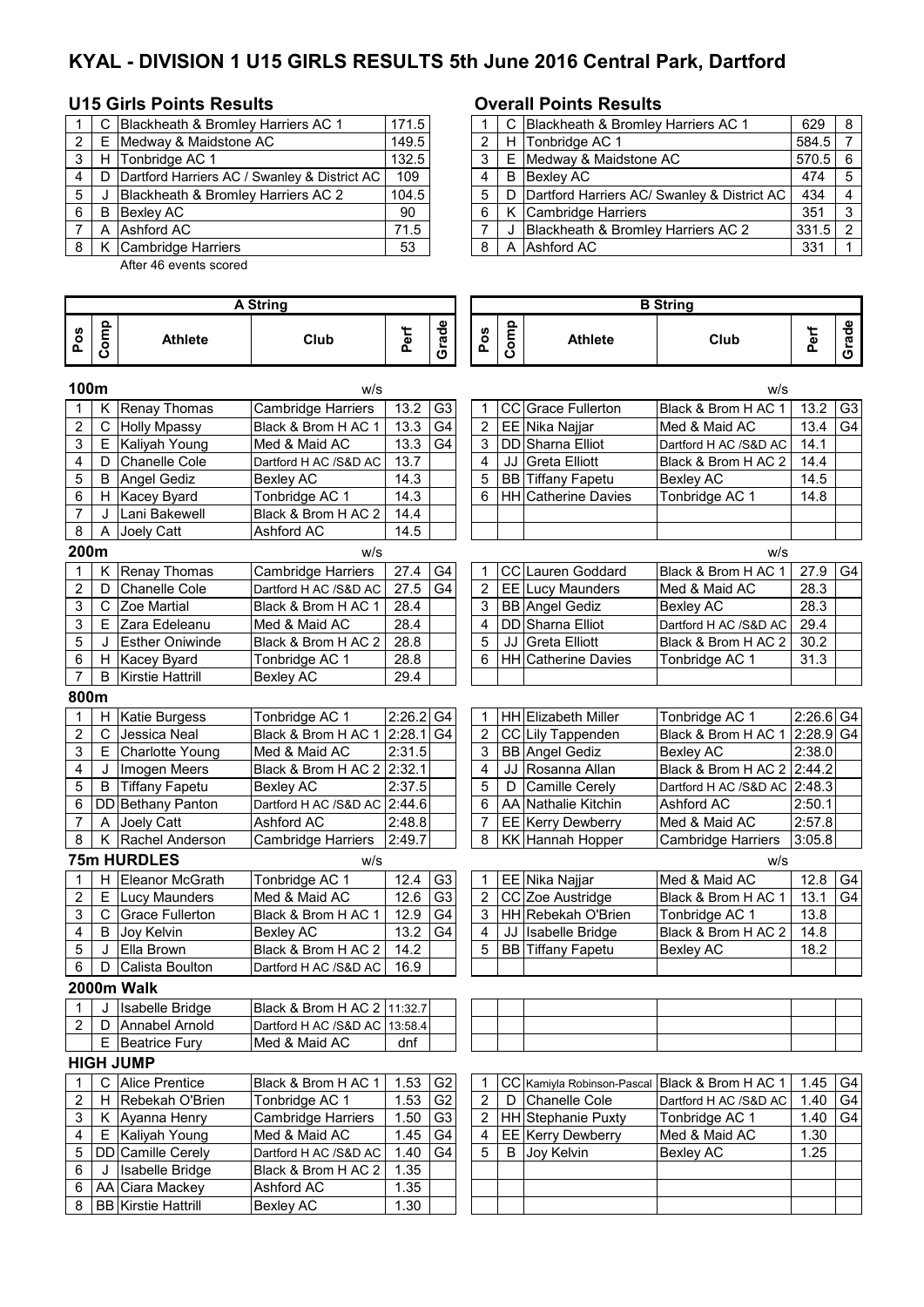# KYAL - DIVISION 1 U15 GIRLS RESULTS 5th June 2016 Central Park, Dartford

## U15 Girls Points Results

| | | | |
|---|---|---|---|
| 1 | C | Blackheath & Bromley Harriers AC 1 | 171.5 |
| 2 | E | Medway & Maidstone AC | 149.5 |
| 3 | H | Tonbridge AC 1 | 132.5 |
| 4 | D | Dartford Harriers AC / Swanley & District AC | 109 |
| 5 | J | Blackheath & Bromley Harriers AC 2 | 104.5 |
| 6 | B | Bexley AC | 90 |
| 7 | A | Ashford AC | 71.5 |
| 8 | K | Cambridge Harriers | 53 |

After 46 events scored

## Overall Points Results

| | | | | |
|---|---|---|---|---|
| 1 | C | Blackheath & Bromley Harriers AC 1 | 629 | 8 |
| 2 | H | Tonbridge AC 1 | 584.5 | 7 |
| 3 | E | Medway & Maidstone AC | 570.5 | 6 |
| 4 | B | Bexley AC | 474 | 5 |
| 5 | D | Dartford Harriers AC/ Swanley & District AC | 434 | 4 |
| 6 | K | Cambridge Harriers | 351 | 3 |
| 7 | J | Blackheath & Bromley Harriers AC 2 | 331.5 | 2 |
| 8 | A | Ashford AC | 331 | 1 |

## A String

| Pos | Comp | Athlete | Club | Perf | Grade |
|---|---|---|---|---|---|
| **100m** | | | w/s | | |
| 1 | K | Renay Thomas | Cambridge Harriers | 13.2 | G3 |
| 2 | C | Holly Mpassy | Black & Brom H AC 1 | 13.3 | G4 |
| 3 | E | Kaliyah Young | Med & Maid AC | 13.3 | G4 |
| 4 | D | Chanelle Cole | Dartford H AC /S&D AC | 13.7 | |
| 5 | B | Angel Gediz | Bexley AC | 14.3 | |
| 6 | H | Kacey Byard | Tonbridge AC 1 | 14.3 | |
| 7 | J | Lani Bakewell | Black & Brom H AC 2 | 14.4 | |
| 8 | A | Joely Catt | Ashford AC | 14.5 | |
| **200m** | | | w/s | | |
| 1 | K | Renay Thomas | Cambridge Harriers | 27.4 | G4 |
| 2 | D | Chanelle Cole | Dartford H AC /S&D AC | 27.5 | G4 |
| 3 | C | Zoe Martial | Black & Brom H AC 1 | 28.4 | |
| 3 | E | Zara Edeleanu | Med & Maid AC | 28.4 | |
| 5 | J | Esther Oniwinde | Black & Brom H AC 2 | 28.8 | |
| 6 | H | Kacey Byard | Tonbridge AC 1 | 28.8 | |
| 7 | B | Kirstie Hattrill | Bexley AC | 29.4 | |
| **800m** | | | | | |
| 1 | H | Katie Burgess | Tonbridge AC 1 | 2:26.2 | G4 |
| 2 | C | Jessica Neal | Black & Brom H AC 1 | 2:28.1 | G4 |
| 3 | E | Charlotte Young | Med & Maid AC | 2:31.5 | |
| 4 | J | Imogen Meers | Black & Brom H AC 2 | 2:32.1 | |
| 5 | B | Tiffany Fapetu | Bexley AC | 2:37.5 | |
| 6 | DD | Bethany Panton | Dartford H AC /S&D AC | 2:44.6 | |
| 7 | A | Joely Catt | Ashford AC | 2:48.8 | |
| 8 | K | Rachel Anderson | Cambridge Harriers | 2:49.7 | |
| **75m HURDLES** | | | w/s | | |
| 1 | H | Eleanor McGrath | Tonbridge AC 1 | 12.4 | G3 |
| 2 | E | Lucy Maunders | Med & Maid AC | 12.6 | G3 |
| 3 | C | Grace Fullerton | Black & Brom H AC 1 | 12.9 | G4 |
| 4 | B | Joy Kelvin | Bexley AC | 13.2 | G4 |
| 5 | J | Ella Brown | Black & Brom H AC 2 | 14.2 | |
| 6 | D | Calista Boulton | Dartford H AC /S&D AC | 16.9 | |
| **2000m Walk** | | | | | |
| 1 | J | Isabelle Bridge | Black & Brom H AC 2 | 11:32.7 | |
| 2 | D | Annabel Arnold | Dartford H AC /S&D AC | 13:58.4 | |
| | E | Beatrice Fury | Med & Maid AC | dnf | |
| **HIGH JUMP** | | | | | |
| 1 | C | Alice Prentice | Black & Brom H AC 1 | 1.53 | G2 |
| 2 | H | Rebekah O'Brien | Tonbridge AC 1 | 1.53 | G2 |
| 3 | K | Ayanna Henry | Cambridge Harriers | 1.50 | G3 |
| 4 | E | Kaliyah Young | Med & Maid AC | 1.45 | G4 |
| 5 | DD | Camille Cerely | Dartford H AC /S&D AC | 1.40 | G4 |
| 6 | J | Isabelle Bridge | Black & Brom H AC 2 | 1.35 | |
| 6 | AA | Ciara Mackey | Ashford AC | 1.35 | |
| 8 | BB | Kirstie Hattrill | Bexley AC | 1.30 | |

## B String

| Pos | Comp | Athlete | Club | Perf | Grade |
|---|---|---|---|---|---|
| **100m** | | | w/s | | |
| 1 | CC | Grace Fullerton | Black & Brom H AC 1 | 13.2 | G3 |
| 2 | EE | Nika Najjar | Med & Maid AC | 13.4 | G4 |
| 3 | DD | Sharna Elliot | Dartford H AC /S&D AC | 14.1 | |
| 4 | JJ | Greta Elliott | Black & Brom H AC 2 | 14.4 | |
| 5 | BB | Tiffany Fapetu | Bexley AC | 14.5 | |
| 6 | HH | Catherine Davies | Tonbridge AC 1 | 14.8 | |
| **200m** | | | w/s | | |
| 1 | CC | Lauren Goddard | Black & Brom H AC 1 | 27.9 | G4 |
| 2 | EE | Lucy Maunders | Med & Maid AC | 28.3 | |
| 3 | BB | Angel Gediz | Bexley AC | 28.3 | |
| 4 | DD | Sharna Elliot | Dartford H AC /S&D AC | 29.4 | |
| 5 | JJ | Greta Elliott | Black & Brom H AC 2 | 30.2 | |
| 6 | HH | Catherine Davies | Tonbridge AC 1 | 31.3 | |
| **800m** | | | | | |
| 1 | HH | Elizabeth Miller | Tonbridge AC 1 | 2:26.6 | G4 |
| 2 | CC | Lily Tappenden | Black & Brom H AC 1 | 2:28.9 | G4 |
| 3 | BB | Angel Gediz | Bexley AC | 2:38.0 | |
| 4 | JJ | Rosanna Allan | Black & Brom H AC 2 | 2:44.2 | |
| 5 | D | Camille Cerely | Dartford H AC /S&D AC | 2:48.3 | |
| 6 | AA | Nathalie Kitchin | Ashford AC | 2:50.1 | |
| 7 | EE | Kerry Dewberry | Med & Maid AC | 2:57.8 | |
| 8 | KK | Hannah Hopper | Cambridge Harriers | 3:05.8 | |
| **75m HURDLES** | | | w/s | | |
| 1 | EE | Nika Najjar | Med & Maid AC | 12.8 | G4 |
| 2 | CC | Zoe Austridge | Black & Brom H AC 1 | 13.1 | G4 |
| 3 | HH | Rebekah O'Brien | Tonbridge AC 1 | 13.8 | |
| 4 | JJ | Isabelle Bridge | Black & Brom H AC 2 | 14.8 | |
| 5 | BB | Tiffany Fapetu | Bexley AC | 18.2 | |
| **HIGH JUMP** | | | | | |
| 1 | CC | Kamiyla Robinson-Pascal | Black & Brom H AC 1 | 1.45 | G4 |
| 2 | D | Chanelle Cole | Dartford H AC /S&D AC | 1.40 | G4 |
| 2 | HH | Stephanie Puxty | Tonbridge AC 1 | 1.40 | G4 |
| 4 | EE | Kerry Dewberry | Med & Maid AC | 1.30 | |
| 5 | B | Joy Kelvin | Bexley AC | 1.25 | |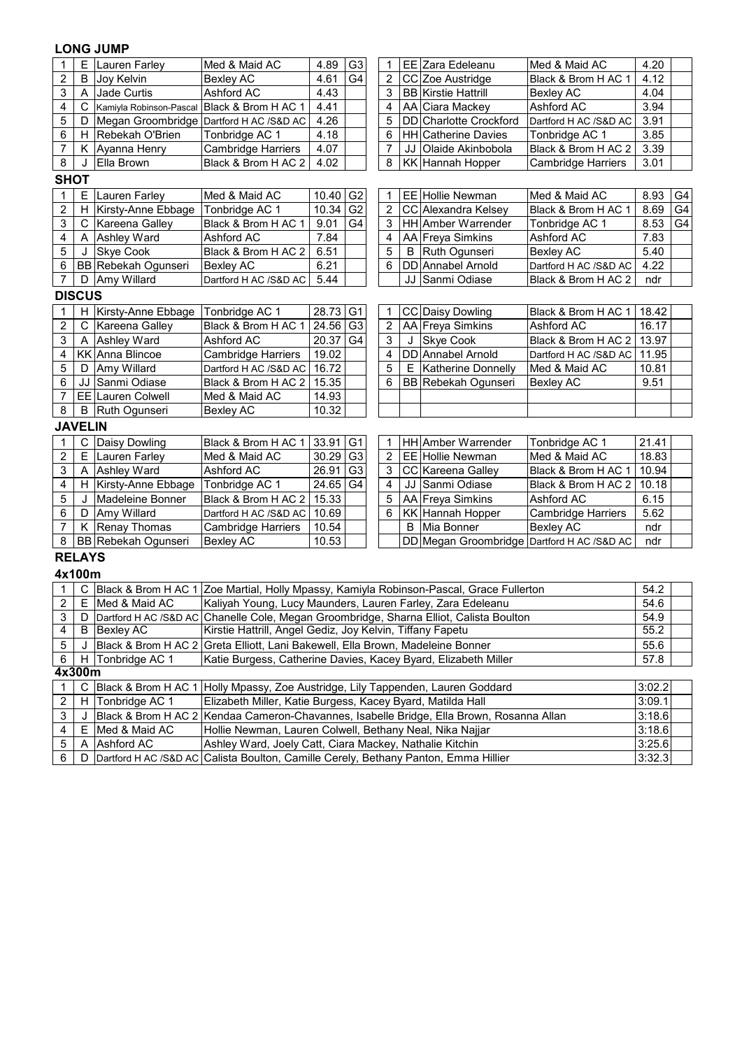## LONG JUMP

| | | | | | |
|---|---|---|---|---|---|
| 1 | E | Lauren Farley | Med & Maid AC | 4.89 | G3 |
| 2 | B | Joy Kelvin | Bexley AC | 4.61 | G4 |
| 3 | A | Jade Curtis | Ashford AC | 4.43 | |
| 4 | C | Kamiyla Robinson-Pascal | Black & Brom H AC 1 | 4.41 | |
| 5 | D | Megan Groombridge | Dartford H AC /S&D AC | 4.26 | |
| 6 | H | Rebekah O'Brien | Tonbridge AC 1 | 4.18 | |
| 7 | K | Ayanna Henry | Cambridge Harriers | 4.07 | |
| 8 | J | Ella Brown | Black & Brom H AC 2 | 4.02 | |

| | | | | | |
|---|---|---|---|---|---|
| 1 | EE | Zara Edeleanu | Med & Maid AC | 4.20 | |
| 2 | CC | Zoe Austridge | Black & Brom H AC 1 | 4.12 | |
| 3 | BB | Kirstie Hattrill | Bexley AC | 4.04 | |
| 4 | AA | Ciara Mackey | Ashford AC | 3.94 | |
| 5 | DD | Charlotte Crockford | Dartford H AC /S&D AC | 3.91 | |
| 6 | HH | Catherine Davies | Tonbridge AC 1 | 3.85 | |
| 7 | JJ | Olaide Akinbobola | Black & Brom H AC 2 | 3.39 | |
| 8 | KK | Hannah Hopper | Cambridge Harriers | 3.01 | |

## SHOT

| | | | | | |
|---|---|---|---|---|---|
| 1 | E | Lauren Farley | Med & Maid AC | 10.40 | G2 |
| 2 | H | Kirsty-Anne Ebbage | Tonbridge AC 1 | 10.34 | G2 |
| 3 | C | Kareena Galley | Black & Brom H AC 1 | 9.01 | G4 |
| 4 | A | Ashley Ward | Ashford AC | 7.84 | |
| 5 | J | Skye Cook | Black & Brom H AC 2 | 6.51 | |
| 6 | BB | Rebekah Ogunseri | Bexley AC | 6.21 | |
| 7 | D | Amy Willard | Dartford H AC /S&D AC | 5.44 | |

| | | | | | |
|---|---|---|---|---|---|
| 1 | EE | Hollie Newman | Med & Maid AC | 8.93 | G4 |
| 2 | CC | Alexandra Kelsey | Black & Brom H AC 1 | 8.69 | G4 |
| 3 | HH | Amber Warrender | Tonbridge AC 1 | 8.53 | G4 |
| 4 | AA | Freya Simkins | Ashford AC | 7.83 | |
| 5 | B | Ruth Ogunseri | Bexley AC | 5.40 | |
| 6 | DD | Annabel Arnold | Dartford H AC /S&D AC | 4.22 | |
| | JJ | Sanmi Odiase | Black & Brom H AC 2 | ndr | |

## DISCUS

| | | | | | |
|---|---|---|---|---|---|
| 1 | H | Kirsty-Anne Ebbage | Tonbridge AC 1 | 28.73 | G1 |
| 2 | C | Kareena Galley | Black & Brom H AC 1 | 24.56 | G3 |
| 3 | A | Ashley Ward | Ashford AC | 20.37 | G4 |
| 4 | KK | Anna Blincoe | Cambridge Harriers | 19.02 | |
| 5 | D | Amy Willard | Dartford H AC /S&D AC | 16.72 | |
| 6 | JJ | Sanmi Odiase | Black & Brom H AC 2 | 15.35 | |
| 7 | EE | Lauren Colwell | Med & Maid AC | 14.93 | |
| 8 | B | Ruth Ogunseri | Bexley AC | 10.32 | |

| | | | | | |
|---|---|---|---|---|---|
| 1 | CC | Daisy Dowling | Black & Brom H AC 1 | 18.42 | |
| 2 | AA | Freya Simkins | Ashford AC | 16.17 | |
| 3 | J | Skye Cook | Black & Brom H AC 2 | 13.97 | |
| 4 | DD | Annabel Arnold | Dartford H AC /S&D AC | 11.95 | |
| 5 | E | Katherine Donnelly | Med & Maid AC | 10.81 | |
| 6 | BB | Rebekah Ogunseri | Bexley AC | 9.51 | |

## JAVELIN

| | | | | | |
|---|---|---|---|---|---|
| 1 | C | Daisy Dowling | Black & Brom H AC 1 | 33.91 | G1 |
| 2 | E | Lauren Farley | Med & Maid AC | 30.29 | G3 |
| 3 | A | Ashley Ward | Ashford AC | 26.91 | G3 |
| 4 | H | Kirsty-Anne Ebbage | Tonbridge AC 1 | 24.65 | G4 |
| 5 | J | Madeleine Bonner | Black & Brom H AC 2 | 15.33 | |
| 6 | D | Amy Willard | Dartford H AC /S&D AC | 10.69 | |
| 7 | K | Renay Thomas | Cambridge Harriers | 10.54 | |
| 8 | BB | Rebekah Ogunseri | Bexley AC | 10.53 | |

| | | | | | |
|---|---|---|---|---|---|
| 1 | HH | Amber Warrender | Tonbridge AC 1 | 21.41 | |
| 2 | EE | Hollie Newman | Med & Maid AC | 18.83 | |
| 3 | CC | Kareena Galley | Black & Brom H AC 1 | 10.94 | |
| 4 | JJ | Sanmi Odiase | Black & Brom H AC 2 | 10.18 | |
| 5 | AA | Freya Simkins | Ashford AC | 6.15 | |
| 6 | KK | Hannah Hopper | Cambridge Harriers | 5.62 | |
| | B | Mia Bonner | Bexley AC | ndr | |
| | DD | Megan Groombridge | Dartford H AC /S&D AC | ndr | |

## RELAYS

### 4x100m

| | | | | | |
|---|---|---|---|---|---|
| 1 | C | Black & Brom H AC 1 | Zoe Martial, Holly Mpassy, Kamiyla Robinson-Pascal, Grace Fullerton | 54.2 | |
| 2 | E | Med & Maid AC | Kaliyah Young, Lucy Maunders, Lauren Farley, Zara Edeleanu | 54.6 | |
| 3 | D | Dartford H AC /S&D AC | Chanelle Cole, Megan Groombridge, Sharna Elliot, Calista Boulton | 54.9 | |
| 4 | B | Bexley AC | Kirstie Hattrill, Angel Gediz, Joy Kelvin, Tiffany Fapetu | 55.2 | |
| 5 | J | Black & Brom H AC 2 | Greta Elliott, Lani Bakewell, Ella Brown, Madeleine Bonner | 55.6 | |
| 6 | H | Tonbridge AC 1 | Katie Burgess, Catherine Davies, Kacey Byard, Elizabeth Miller | 57.8 | |

### 4x300m

| | | | | | |
|---|---|---|---|---|---|
| 1 | C | Black & Brom H AC 1 | Holly Mpassy, Zoe Austridge, Lily Tappenden, Lauren Goddard | 3:02.2 | |
| 2 | H | Tonbridge AC 1 | Elizabeth Miller, Katie Burgess, Kacey Byard, Matilda Hall | 3:09.1 | |
| 3 | J | Black & Brom H AC 2 | Kendaa Cameron-Chavannes, Isabelle Bridge, Ella Brown, Rosanna Allan | 3:18.6 | |
| 4 | E | Med & Maid AC | Hollie Newman, Lauren Colwell, Bethany Neal, Nika Najjar | 3:18.6 | |
| 5 | A | Ashford AC | Ashley Ward, Joely Catt, Ciara Mackey, Nathalie Kitchin | 3:25.6 | |
| 6 | D | Dartford H AC /S&D AC | Calista Boulton, Camille Cerely, Bethany Panton, Emma Hillier | 3:32.3 | |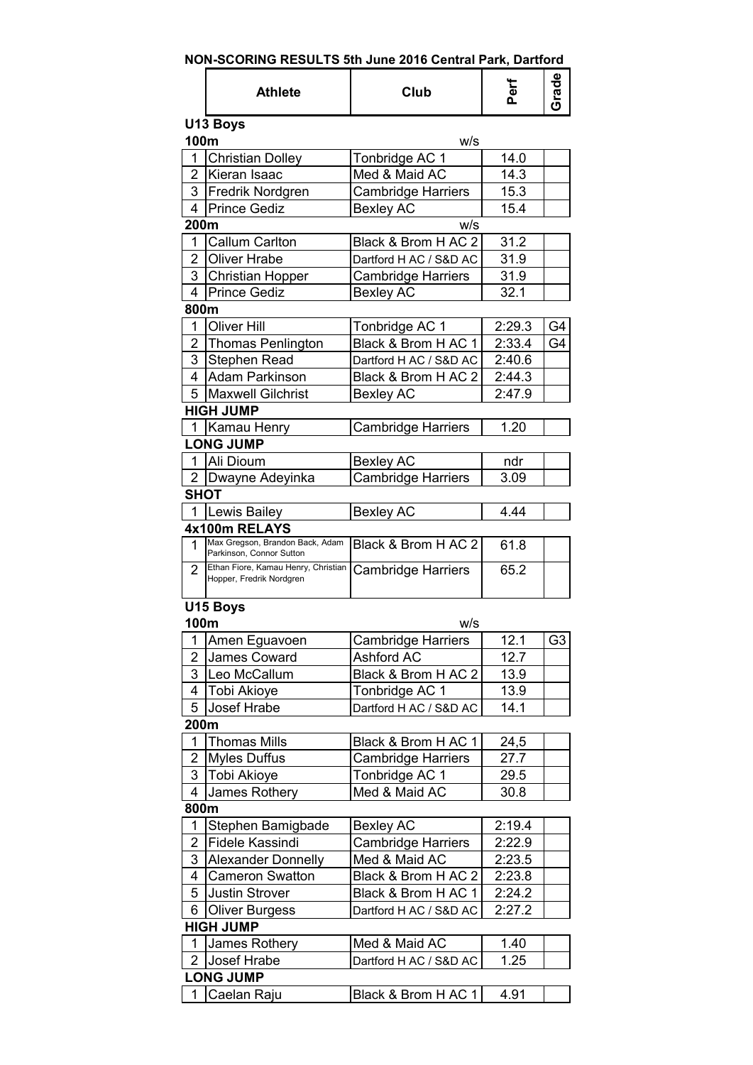**NON-SCORING RESULTS 5th June 2016 Central Park, Dartford**

| | Athlete | Club | Perf | Grade |
|---|---|---|---|---|

## U13 Boys

**100m** w/s

| | Athlete | Club | Perf | Grade |
|---|---|---|---|---|
| 1 | Christian Dolley | Tonbridge AC 1 | 14.0 | |
| 2 | Kieran Isaac | Med & Maid AC | 14.3 | |
| 3 | Fredrik Nordgren | Cambridge Harriers | 15.3 | |
| 4 | Prince Gediz | Bexley AC | 15.4 | |

**200m** w/s

| | Athlete | Club | Perf | Grade |
|---|---|---|---|---|
| 1 | Callum Carlton | Black & Brom H AC 2 | 31.2 | |
| 2 | Oliver Hrabe | Dartford H AC / S&D AC | 31.9 | |
| 3 | Christian Hopper | Cambridge Harriers | 31.9 | |
| 4 | Prince Gediz | Bexley AC | 32.1 | |

**800m**

| | Athlete | Club | Perf | Grade |
|---|---|---|---|---|
| 1 | Oliver Hill | Tonbridge AC 1 | 2:29.3 | G4 |
| 2 | Thomas Penlington | Black & Brom H AC 1 | 2:33.4 | G4 |
| 3 | Stephen Read | Dartford H AC / S&D AC | 2:40.6 | |
| 4 | Adam Parkinson | Black & Brom H AC 2 | 2:44.3 | |
| 5 | Maxwell Gilchrist | Bexley AC | 2:47.9 | |

**HIGH JUMP**

| | Athlete | Club | Perf | Grade |
|---|---|---|---|---|
| 1 | Kamau Henry | Cambridge Harriers | 1.20 | |

**LONG JUMP**

| | Athlete | Club | Perf | Grade |
|---|---|---|---|---|
| 1 | Ali Dioum | Bexley AC | ndr | |
| 2 | Dwayne Adeyinka | Cambridge Harriers | 3.09 | |

**SHOT**

| | Athlete | Club | Perf | Grade |
|---|---|---|---|---|
| 1 | Lewis Bailey | Bexley AC | 4.44 | |

**4x100m RELAYS**

| | Athlete | Club | Perf | Grade |
|---|---|---|---|---|
| 1 | Max Gregson, Brandon Back, Adam Parkinson, Connor Sutton | Black & Brom H AC 2 | 61.8 | |
| 2 | Ethan Fiore, Kamau Henry, Christian Hopper, Fredrik Nordgren | Cambridge Harriers | 65.2 | |

## U15 Boys

**100m** w/s

| | Athlete | Club | Perf | Grade |
|---|---|---|---|---|
| 1 | Amen Eguavoen | Cambridge Harriers | 12.1 | G3 |
| 2 | James Coward | Ashford AC | 12.7 | |
| 3 | Leo McCallum | Black & Brom H AC 2 | 13.9 | |
| 4 | Tobi Akioye | Tonbridge AC 1 | 13.9 | |
| 5 | Josef Hrabe | Dartford H AC / S&D AC | 14.1 | |

**200m**

| | Athlete | Club | Perf | Grade |
|---|---|---|---|---|
| 1 | Thomas Mills | Black & Brom H AC 1 | 24,5 | |
| 2 | Myles Duffus | Cambridge Harriers | 27.7 | |
| 3 | Tobi Akioye | Tonbridge AC 1 | 29.5 | |
| 4 | James Rothery | Med & Maid AC | 30.8 | |

**800m**

| | Athlete | Club | Perf | Grade |
|---|---|---|---|---|
| 1 | Stephen Bamigbade | Bexley AC | 2:19.4 | |
| 2 | Fidele Kassindi | Cambridge Harriers | 2:22.9 | |
| 3 | Alexander Donnelly | Med & Maid AC | 2:23.5 | |
| 4 | Cameron Swatton | Black & Brom H AC 2 | 2:23.8 | |
| 5 | Justin Strover | Black & Brom H AC 1 | 2:24.2 | |
| 6 | Oliver Burgess | Dartford H AC / S&D AC | 2:27.2 | |

**HIGH JUMP**

| | Athlete | Club | Perf | Grade |
|---|---|---|---|---|
| 1 | James Rothery | Med & Maid AC | 1.40 | |
| 2 | Josef Hrabe | Dartford H AC / S&D AC | 1.25 | |

**LONG JUMP**

| | Athlete | Club | Perf | Grade |
|---|---|---|---|---|
| 1 | Caelan Raju | Black & Brom H AC 1 | 4.91 | |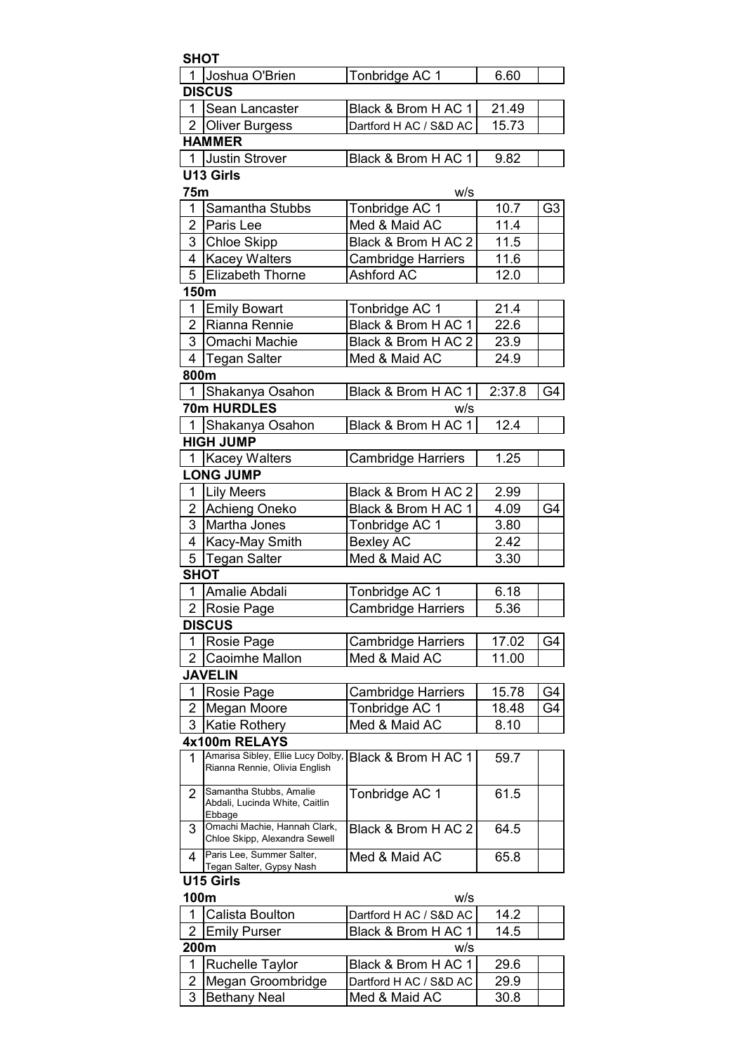**SHOT**

| | | | | |
|---|---|---|---|---|
| 1 | Joshua O'Brien | Tonbridge AC 1 | 6.60 | |

**DISCUS**

| | | | | |
|---|---|---|---|---|
| 1 | Sean Lancaster | Black & Brom H AC 1 | 21.49 | |
| 2 | Oliver Burgess | Dartford H AC / S&D AC | 15.73 | |

**HAMMER**

| | | | | |
|---|---|---|---|---|
| 1 | Justin Strover | Black & Brom H AC 1 | 9.82 | |

## U13 Girls

**75m** w/s

| | | | | |
|---|---|---|---|---|
| 1 | Samantha Stubbs | Tonbridge AC 1 | 10.7 | G3 |
| 2 | Paris Lee | Med & Maid AC | 11.4 | |
| 3 | Chloe Skipp | Black & Brom H AC 2 | 11.5 | |
| 4 | Kacey Walters | Cambridge Harriers | 11.6 | |
| 5 | Elizabeth Thorne | Ashford AC | 12.0 | |

**150m**

| | | | | |
|---|---|---|---|---|
| 1 | Emily Bowart | Tonbridge AC 1 | 21.4 | |
| 2 | Rianna Rennie | Black & Brom H AC 1 | 22.6 | |
| 3 | Omachi Machie | Black & Brom H AC 2 | 23.9 | |
| 4 | Tegan Salter | Med & Maid AC | 24.9 | |

**800m**

| | | | | |
|---|---|---|---|---|
| 1 | Shakanya Osahon | Black & Brom H AC 1 | 2:37.8 | G4 |

**70m HURDLES** w/s

| | | | | |
|---|---|---|---|---|
| 1 | Shakanya Osahon | Black & Brom H AC 1 | 12.4 | |

**HIGH JUMP**

| | | | | |
|---|---|---|---|---|
| 1 | Kacey Walters | Cambridge Harriers | 1.25 | |

**LONG JUMP**

| | | | | |
|---|---|---|---|---|
| 1 | Lily Meers | Black & Brom H AC 2 | 2.99 | |
| 2 | Achieng Oneko | Black & Brom H AC 1 | 4.09 | G4 |
| 3 | Martha Jones | Tonbridge AC 1 | 3.80 | |
| 4 | Kacy-May Smith | Bexley AC | 2.42 | |
| 5 | Tegan Salter | Med & Maid AC | 3.30 | |

**SHOT**

| | | | | |
|---|---|---|---|---|
| 1 | Amalie Abdali | Tonbridge AC 1 | 6.18 | |
| 2 | Rosie Page | Cambridge Harriers | 5.36 | |

**DISCUS**

| | | | | |
|---|---|---|---|---|
| 1 | Rosie Page | Cambridge Harriers | 17.02 | G4 |
| 2 | Caoimhe Mallon | Med & Maid AC | 11.00 | |

**JAVELIN**

| | | | | |
|---|---|---|---|---|
| 1 | Rosie Page | Cambridge Harriers | 15.78 | G4 |
| 2 | Megan Moore | Tonbridge AC 1 | 18.48 | G4 |
| 3 | Katie Rothery | Med & Maid AC | 8.10 | |

**4x100m RELAYS**

| | | | | |
|---|---|---|---|---|
| 1 | Amarisa Sibley, Ellie Lucy Dolby, Rianna Rennie, Olivia English | Black & Brom H AC 1 | 59.7 | |
| 2 | Samantha Stubbs, Amalie Abdali, Lucinda White, Caitlin Ebbage | Tonbridge AC 1 | 61.5 | |
| 3 | Omachi Machie, Hannah Clark, Chloe Skipp, Alexandra Sewell | Black & Brom H AC 2 | 64.5 | |
| 4 | Paris Lee, Summer Salter, Tegan Salter, Gypsy Nash | Med & Maid AC | 65.8 | |

## U15 Girls

**100m** w/s

| | | | | |
|---|---|---|---|---|
| 1 | Calista Boulton | Dartford H AC / S&D AC | 14.2 | |
| 2 | Emily Purser | Black & Brom H AC 1 | 14.5 | |

**200m** w/s

| | | | | |
|---|---|---|---|---|
| 1 | Ruchelle Taylor | Black & Brom H AC 1 | 29.6 | |
| 2 | Megan Groombridge | Dartford H AC / S&D AC | 29.9 | |
| 3 | Bethany Neal | Med & Maid AC | 30.8 | |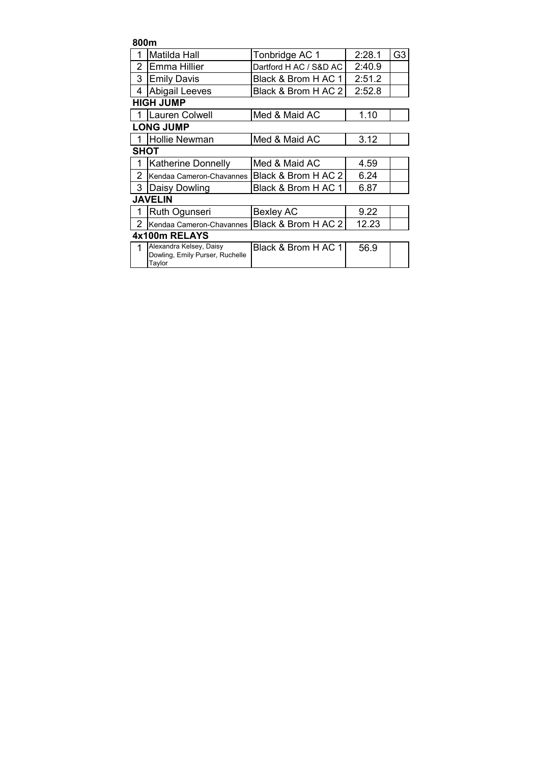**800m**

| | | | | |
|---|---|---|---|---|
| 1 | Matilda Hall | Tonbridge AC 1 | 2:28.1 | G3 |
| 2 | Emma Hillier | Dartford H AC / S&D AC | 2:40.9 | |
| 3 | Emily Davis | Black & Brom H AC 1 | 2:51.2 | |
| 4 | Abigail Leeves | Black & Brom H AC 2 | 2:52.8 | |

**HIGH JUMP**

| | | | | |
|---|---|---|---|---|
| 1 | Lauren Colwell | Med & Maid AC | 1.10 | |

**LONG JUMP**

| | | | | |
|---|---|---|---|---|
| 1 | Hollie Newman | Med & Maid AC | 3.12 | |

**SHOT**

| | | | | |
|---|---|---|---|---|
| 1 | Katherine Donnelly | Med & Maid AC | 4.59 | |
| 2 | Kendaa Cameron-Chavannes | Black & Brom H AC 2 | 6.24 | |
| 3 | Daisy Dowling | Black & Brom H AC 1 | 6.87 | |

**JAVELIN**

| | | | | |
|---|---|---|---|---|
| 1 | Ruth Ogunseri | Bexley AC | 9.22 | |
| 2 | Kendaa Cameron-Chavannes | Black & Brom H AC 2 | 12.23 | |

**4x100m RELAYS**

| | | | | |
|---|---|---|---|---|
| 1 | Alexandra Kelsey, Daisy Dowling, Emily Purser, Ruchelle Taylor | Black & Brom H AC 1 | 56.9 | |